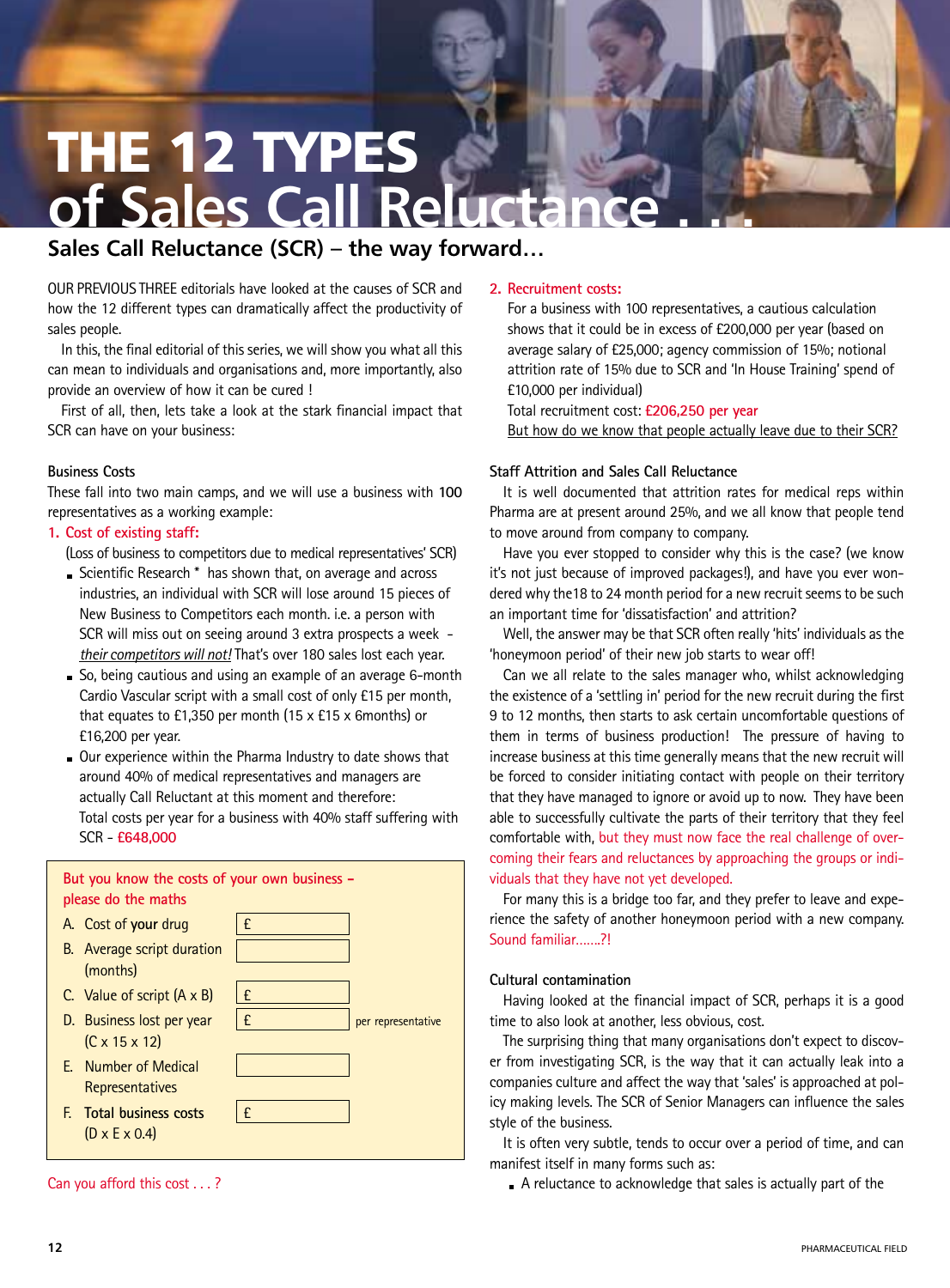# THE 12 TYPES of Sales Call Reluctance . . .

## Sales Call Reluctance (SCR) – the way forward…

OUR PREVIOUS THREE editorials have looked at the causes of SCR and how the 12 different types can dramatically affect the productivity of sales people.

In this, the final editorial of this series, we will show you what all this can mean to individuals and organisations and, more importantly, also provide an overview of how it can be cured !

First of all, then, lets take a look at the stark financial impact that SCR can have on your business:

### Business Costs

These fall into two main camps, and we will use a business with **100** representatives as a working example:

1. Cost of existing staff:

(Loss of business to competitors due to medical representatives' SCR)

- Scientific Research * has shown that, on average and across industries, an individual with SCR will lose around 15 pieces of New Business to Competitors each month. i.e. a person with SCR will miss out on seeing around 3 extra prospects a week - *their competitors will not!* That's over 180 sales lost each year.
- So, being cautious and using an example of an average 6-month Cardio Vascular script with a small cost of only £15 per month, that equates to £1,350 per month (15 x £15 x 6months) or £16,200 per year.
- Our experience within the Pharma Industry to date shows that around 40% of medical representatives and managers are actually Call Reluctant at this moment and therefore:

  Total costs per year for a business with 40% staff suffering with SCR - £648,000

**But you know the costs of your own business – please do the maths**

| | | | |
|---|---|---|---|
| A. | Cost of your drug | £ | |
| B. | Average script duration (months) | | |
| C. | Value of script (A x B) | £ | |
| D. | Business lost per year (C x 15 x 12) | £ | per representative |
| E. | Number of Medical Representatives | | |
| F. | **Total business costs** (D x E x 0.4) | £ | |

Can you afford this cost . . . ?

2. Recruitment costs:

For a business with 100 representatives, a cautious calculation shows that it could be in excess of £200,000 per year (based on average salary of £25,000; agency commission of 15%; notional attrition rate of 15% due to SCR and 'In House Training' spend of £10,000 per individual)

Total recruitment cost: £206,250 per year

But how do we know that people actually leave due to their SCR?

### Staff Attrition and Sales Call Reluctance

It is well documented that attrition rates for medical reps within Pharma are at present around 25%, and we all know that people tend to move around from company to company.

Have you ever stopped to consider why this is the case? (we know it's not just because of improved packages!), and have you ever wondered why the18 to 24 month period for a new recruit seems to be such an important time for 'dissatisfaction' and attrition?

Well, the answer may be that SCR often really 'hits' individuals as the 'honeymoon period' of their new job starts to wear off!

Can we all relate to the sales manager who, whilst acknowledging the existence of a 'settling in' period for the new recruit during the first 9 to 12 months, then starts to ask certain uncomfortable questions of them in terms of business production! The pressure of having to increase business at this time generally means that the new recruit will be forced to consider initiating contact with people on their territory that they have managed to ignore or avoid up to now. They have been able to successfully cultivate the parts of their territory that they feel comfortable with, but they must now face the real challenge of overcoming their fears and reluctances by approaching the groups or individuals that they have not yet developed.

For many this is a bridge too far, and they prefer to leave and experience the safety of another honeymoon period with a new company. Sound familiar.......?!

### Cultural contamination

Having looked at the financial impact of SCR, perhaps it is a good time to also look at another, less obvious, cost.

The surprising thing that many organisations don't expect to discover from investigating SCR, is the way that it can actually leak into a companies culture and affect the way that 'sales' is approached at policy making levels. The SCR of Senior Managers can influence the sales style of the business.

It is often very subtle, tends to occur over a period of time, and can manifest itself in many forms such as:

- A reluctance to acknowledge that sales is actually part of the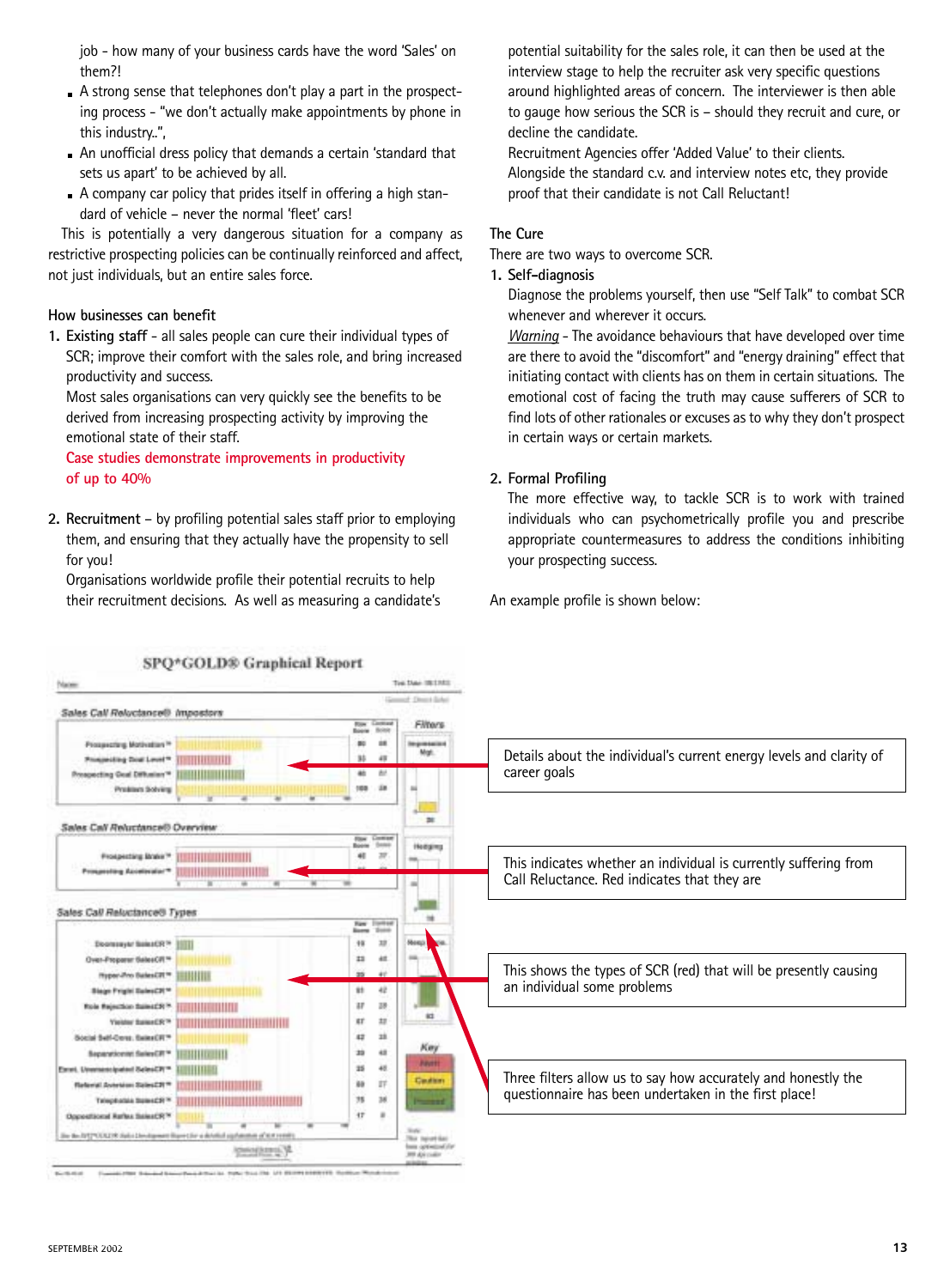job - how many of your business cards have the word 'Sales' on them?!

- A strong sense that telephones don't play a part in the prospecting process - "we don't actually make appointments by phone in this industry..",
- An unofficial dress policy that demands a certain 'standard that sets us apart' to be achieved by all.
- A company car policy that prides itself in offering a high standard of vehicle – never the normal 'fleet' cars!

This is potentially a very dangerous situation for a company as restrictive prospecting policies can be continually reinforced and affect, not just individuals, but an entire sales force.

### How businesses can benefit

1. **Existing staff** - all sales people can cure their individual types of SCR; improve their comfort with the sales role, and bring increased productivity and success.

   Most sales organisations can very quickly see the benefits to be derived from increasing prospecting activity by improving the emotional state of their staff.

   Case studies demonstrate improvements in productivity of up to 40%

2. **Recruitment** – by profiling potential sales staff prior to employing them, and ensuring that they actually have the propensity to sell for you!

   Organisations worldwide profile their potential recruits to help their recruitment decisions. As well as measuring a candidate's potential suitability for the sales role, it can then be used at the interview stage to help the recruiter ask very specific questions around highlighted areas of concern. The interviewer is then able to gauge how serious the SCR is – should they recruit and cure, or decline the candidate.

   Recruitment Agencies offer 'Added Value' to their clients. Alongside the standard c.v. and interview notes etc, they provide proof that their candidate is not Call Reluctant!

### The Cure

There are two ways to overcome SCR.

1. **Self-diagnosis**

   Diagnose the problems yourself, then use "Self Talk" to combat SCR whenever and wherever it occurs.

   Warning - The avoidance behaviours that have developed over time are there to avoid the "discomfort" and "energy draining" effect that initiating contact with clients has on them in certain situations. The emotional cost of facing the truth may cause sufferers of SCR to find lots of other rationales or excuses as to why they don't prospect in certain ways or certain markets.

2. **Formal Profiling**

   The more effective way, to tackle SCR is to work with trained individuals who can psychometrically profile you and prescribe appropriate countermeasures to address the conditions inhibiting your prospecting success.

An example profile is shown below:

SPQ*GOLD® Graphical Report

Details about the individual's current energy levels and clarity of career goals

This indicates whether an individual is currently suffering from Call Reluctance. Red indicates that they are

This shows the types of SCR (red) that will be presently causing an individual some problems

Three filters allow us to say how accurately and honestly the questionnaire has been undertaken in the first place!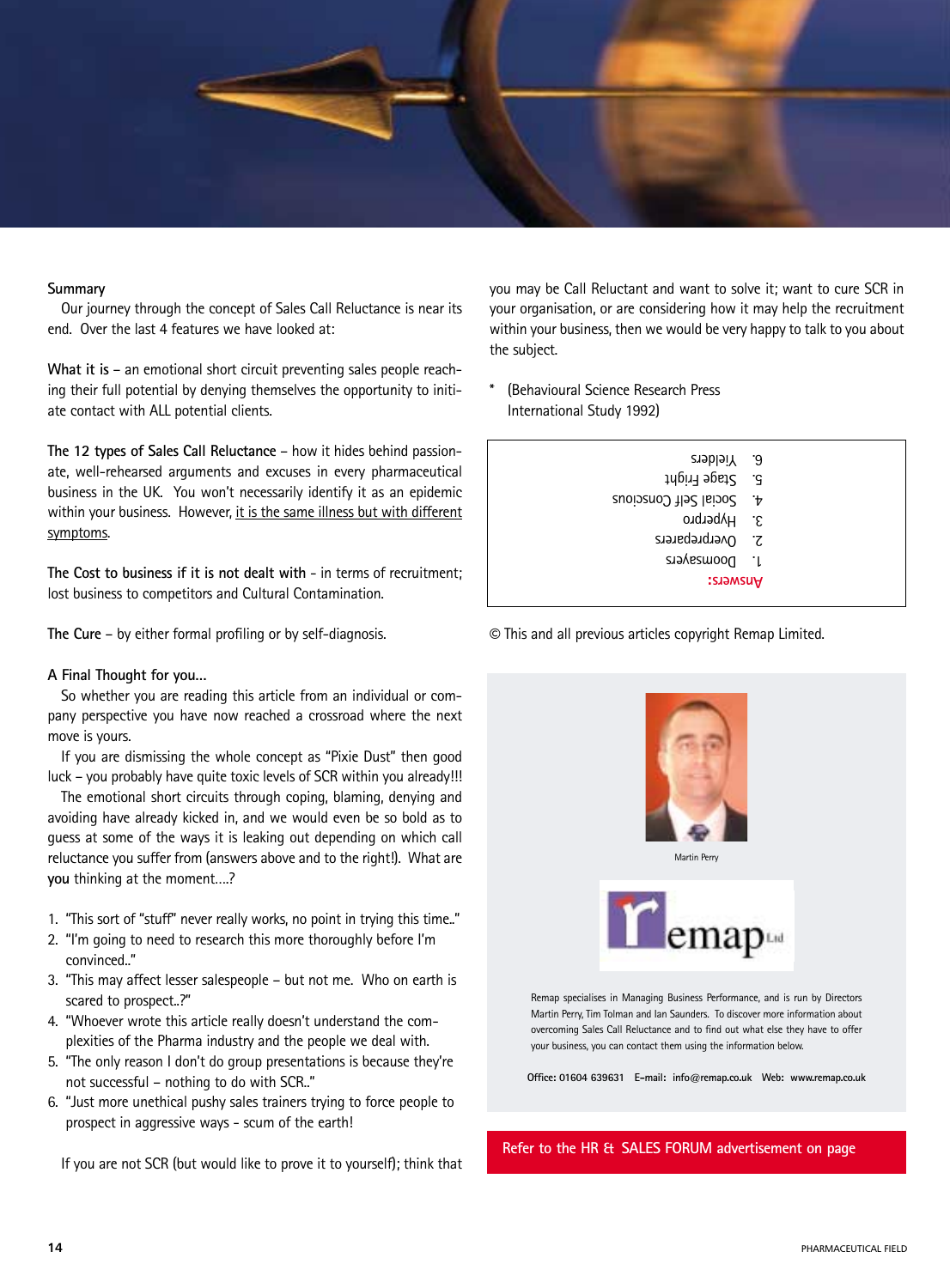## Summary

Our journey through the concept of Sales Call Reluctance is near its end. Over the last 4 features we have looked at:

**What it is** – an emotional short circuit preventing sales people reaching their full potential by denying themselves the opportunity to initiate contact with ALL potential clients.

**The 12 types of Sales Call Reluctance** – how it hides behind passionate, well-rehearsed arguments and excuses in every pharmaceutical business in the UK. You won't necessarily identify it as an epidemic within your business. However, it is the same illness but with different symptoms.

**The Cost to business if it is not dealt with** - in terms of recruitment; lost business to competitors and Cultural Contamination.

**The Cure** – by either formal profiling or by self-diagnosis.

## A Final Thought for you...

So whether you are reading this article from an individual or company perspective you have now reached a crossroad where the next move is yours.

If you are dismissing the whole concept as "Pixie Dust" then good luck – you probably have quite toxic levels of SCR within you already!!! The emotional short circuits through coping, blaming, denying and avoiding have already kicked in, and we would even be so bold as to guess at some of the ways it is leaking out depending on which call reluctance you suffer from (answers above and to the right!). What are **you** thinking at the moment....?

1. "This sort of "stuff" never really works, no point in trying this time.."
2. "I'm going to need to research this more thoroughly before I'm convinced.."
3. "This may affect lesser salespeople – but not me. Who on earth is scared to prospect..?"
4. "Whoever wrote this article really doesn't understand the complexities of the Pharma industry and the people we deal with.
5. "The only reason I don't do group presentations is because they're not successful – nothing to do with SCR.."
6. "Just more unethical pushy sales trainers trying to force people to prospect in aggressive ways - scum of the earth!

If you are not SCR (but would like to prove it to yourself); think that you may be Call Reluctant and want to solve it; want to cure SCR in your organisation, or are considering how it may help the recruitment within your business, then we would be very happy to talk to you about the subject.

\* (Behavioural Science Research Press International Study 1992)

**Answers:**

1. Doomsayers
2. Overpreparers
3. Hyperpro
4. Social Self Conscious
5. Stage Fright
6. Yielders

© This and all previous articles copyright Remap Limited.

Martin Perry

remap Ltd

Remap specialises in Managing Business Performance, and is run by Directors Martin Perry, Tim Tolman and Ian Saunders. To discover more information about overcoming Sales Call Reluctance and to find out what else they have to offer your business, you can contact them using the information below.

**Office:** 01604 639631 **E-mail:** info@remap.co.uk **Web:** www.remap.co.uk

Refer to the HR & SALES FORUM advertisement on page